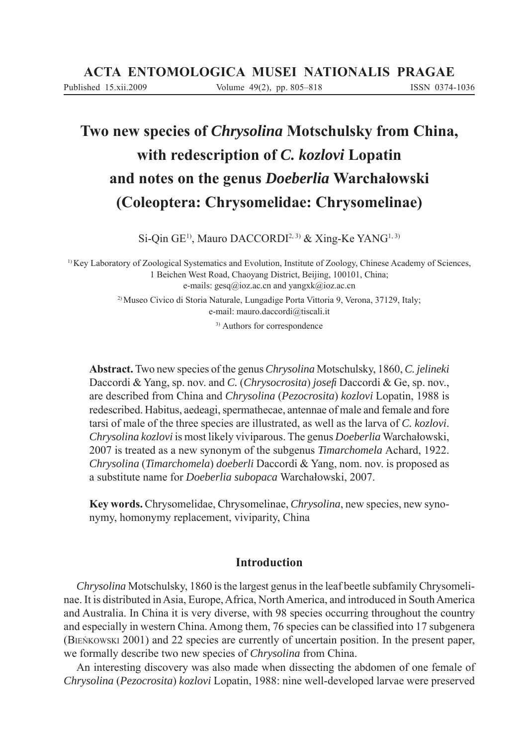# Two new species of *Chrysolina* Motschulsky from China, with redescription of *C. kozlovi* Lopatin and notes on the genus *Doeberlia* Warchałowski (Coleoptera: Chrysomelidae: Chrysomelinae)

Si-Qin GE[1], Mauro DACCORDI[2,3] & Xing-Ke YANG[1,3]

[1] Key Laboratory of Zoological Systematics and Evolution, Institute of Zoology, Chinese Academy of Sciences, 1 Beichen West Road, Chaoyang District, Beijing, 100101, China; e-mails: gesq@ioz.ac.cn and yangxk@ioz.ac.cn

[2] Museo Civico di Storia Naturale, Lungadige Porta Vittoria 9, Verona, 37129, Italy; e-mail: mauro.daccordi@tiscali.it

[3] Authors for correspondence

**Abstract.** Two new species of the genus *Chrysolina* Motschulsky, 1860, *C. jelineki* Daccordi & Yang, sp. nov. and *C.* (*Chrysocrosita*) *josefi* Daccordi & Ge, sp. nov., are described from China and *Chrysolina* (*Pezocrosita*) *kozlovi* Lopatin, 1988 is redescribed. Habitus, aedeagi, spermathecae, antennae of male and female and fore tarsi of male of the three species are illustrated, as well as the larva of *C. kozlovi*. *Chrysolina kozlovi* is most likely viviparous. The genus *Doeberlia* Warchałowski, 2007 is treated as a new synonym of the subgenus *Timarchomela* Achard, 1922. *Chrysolina* (*Timarchomela*) *doeberli* Daccordi & Yang, nom. nov. is proposed as a substitute name for *Doeberlia subopaca* Warchałowski, 2007.

**Key words.** Chrysomelidae, Chrysomelinae, *Chrysolina*, new species, new synonymy, homonymy replacement, viviparity, China

## Introduction

*Chrysolina* Motschulsky, 1860 is the largest genus in the leaf beetle subfamily Chrysomelinae. It is distributed in Asia, Europe, Africa, North America, and introduced in South America and Australia. In China it is very diverse, with 98 species occurring throughout the country and especially in western China. Among them, 76 species can be classified into 17 subgenera (Bieńkowski 2001) and 22 species are currently of uncertain position. In the present paper, we formally describe two new species of *Chrysolina* from China.

An interesting discovery was also made when dissecting the abdomen of one female of *Chrysolina* (*Pezocrosita*) *kozlovi* Lopatin, 1988: nine well-developed larvae were preserved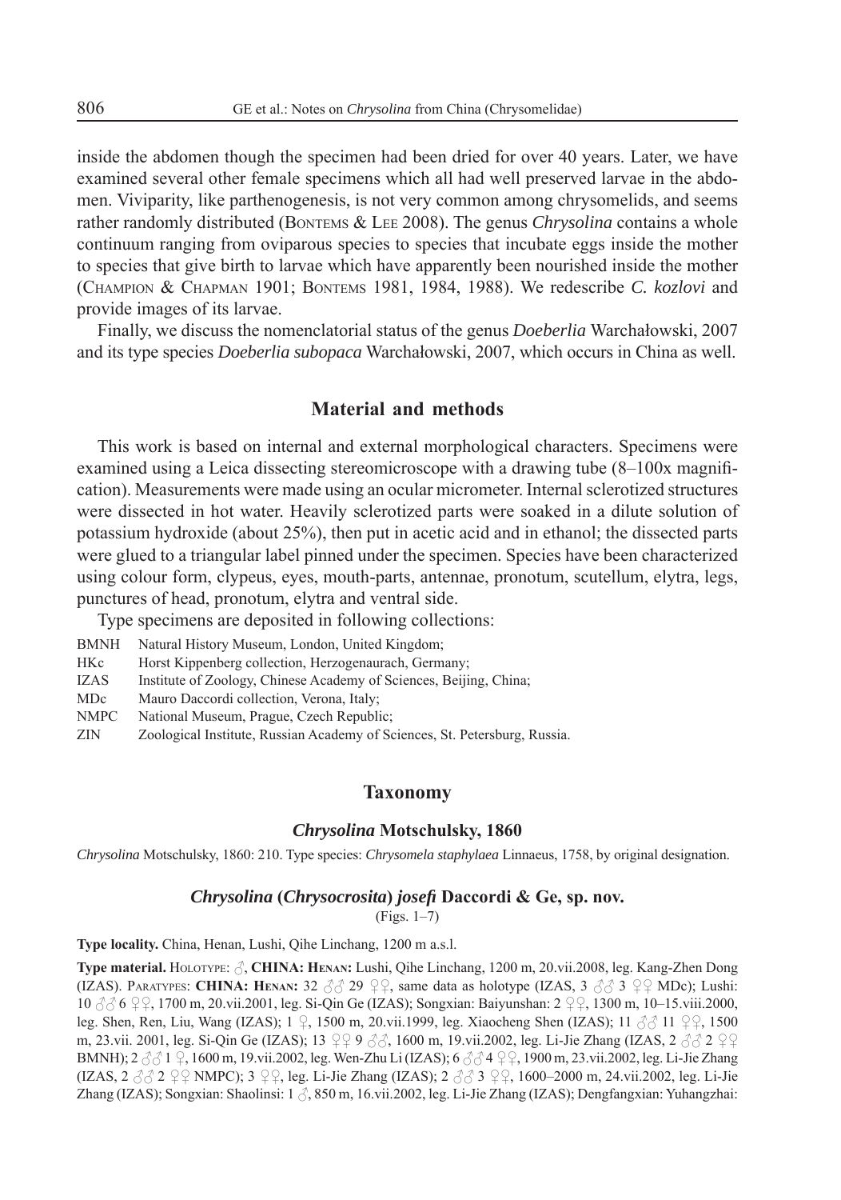inside the abdomen though the specimen had been dried for over 40 years. Later, we have examined several other female specimens which all had well preserved larvae in the abdomen. Viviparity, like parthenogenesis, is not very common among chrysomelids, and seems rather randomly distributed (Bontems & Lee 2008). The genus *Chrysolina* contains a whole continuum ranging from oviparous species to species that incubate eggs inside the mother to species that give birth to larvae which have apparently been nourished inside the mother (Champion & Chapman 1901; Bontems 1981, 1984, 1988). We redescribe *C. kozlovi* and provide images of its larvae.

Finally, we discuss the nomenclatorial status of the genus *Doeberlia* Warchałowski, 2007 and its type species *Doeberlia subopaca* Warchałowski, 2007, which occurs in China as well.

## Material and methods

This work is based on internal and external morphological characters. Specimens were examined using a Leica dissecting stereomicroscope with a drawing tube (8–100x magnification). Measurements were made using an ocular micrometer. Internal sclerotized structures were dissected in hot water. Heavily sclerotized parts were soaked in a dilute solution of potassium hydroxide (about 25%), then put in acetic acid and in ethanol; the dissected parts were glued to a triangular label pinned under the specimen. Species have been characterized using colour form, clypeus, eyes, mouth-parts, antennae, pronotum, scutellum, elytra, legs, punctures of head, pronotum, elytra and ventral side.

Type specimens are deposited in following collections:

- BMNH Natural History Museum, London, United Kingdom;
- HKc Horst Kippenberg collection, Herzogenaurach, Germany;
- IZAS Institute of Zoology, Chinese Academy of Sciences, Beijing, China;
- MDc Mauro Daccordi collection, Verona, Italy;
- NMPC National Museum, Prague, Czech Republic;
- ZIN Zoological Institute, Russian Academy of Sciences, St. Petersburg, Russia.

## Taxonomy

### *Chrysolina* Motschulsky, 1860

*Chrysolina* Motschulsky, 1860: 210. Type species: *Chrysomela staphylaea* Linnaeus, 1758, by original designation.

### *Chrysolina* (*Chrysocrosita*) *josefi* Daccordi & Ge, sp. nov.

(Figs. 1–7)

**Type locality.** China, Henan, Lushi, Qihe Linchang, 1200 m a.s.l.

**Type material.** Holotype: ♂, **CHINA: Henan:** Lushi, Qihe Linchang, 1200 m, 20.vii.2008, leg. Kang-Zhen Dong (IZAS). Paratypes: **CHINA: Henan:** 32 ♂♂ 29 ♀♀, same data as holotype (IZAS, 3 ♂♂ 3 ♀♀ MDc); Lushi: 10 ♂♂ 6 ♀♀, 1700 m, 20.vii.2001, leg. Si-Qin Ge (IZAS); Songxian: Baiyunshan: 2 ♀♀, 1300 m, 10–15.viii.2000, leg. Shen, Ren, Liu, Wang (IZAS); 1 ♀, 1500 m, 20.vii.1999, leg. Xiaocheng Shen (IZAS); 11 ♂♂ 11 ♀♀, 1500 m, 23.vii. 2001, leg. Si-Qin Ge (IZAS); 13 ♀♀ 9 ♂♂, 1600 m, 19.vii.2002, leg. Li-Jie Zhang (IZAS, 2 ♂♂ 2 ♀♀ BMNH); 2 ♂♂ 1 ♀, 1600 m, 19.vii.2002, leg. Wen-Zhu Li (IZAS); 6 ♂♂ 4 ♀♀, 1900 m, 23.vii.2002, leg. Li-Jie Zhang (IZAS, 2 ♂♂ 2 ♀♀ NMPC); 3 ♀♀, leg. Li-Jie Zhang (IZAS); 2 ♂♂ 3 ♀♀, 1600–2000 m, 24.vii.2002, leg. Li-Jie Zhang (IZAS); Songxian: Shaolinsi: 1 ♂, 850 m, 16.vii.2002, leg. Li-Jie Zhang (IZAS); Dengfangxian: Yuhangzhai: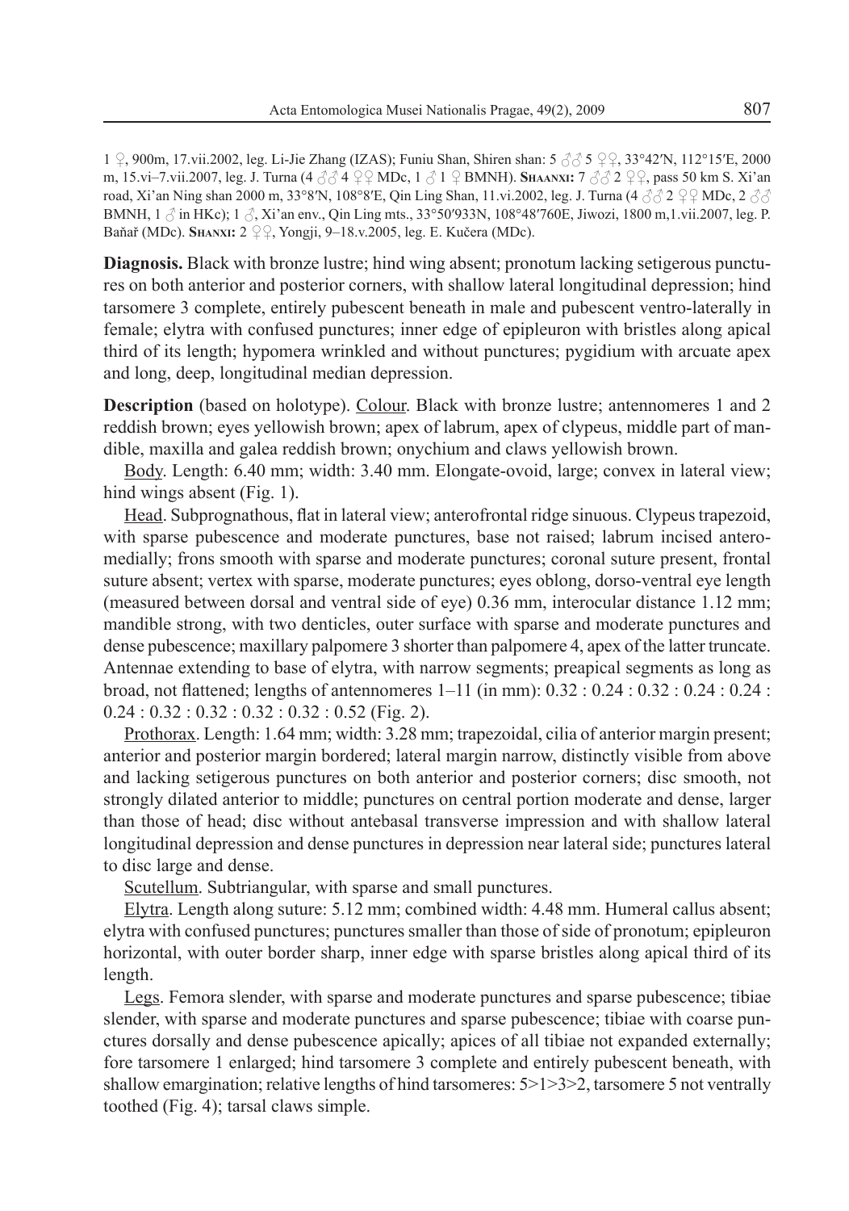1 ♀, 900m, 17.vii.2002, leg. Li-Jie Zhang (IZAS); Funiu Shan, Shiren shan: 5 ♂♂ 5 ♀♀, 33°42′N, 112°15′E, 2000 m, 15.vi–7.vii.2007, leg. J. Turna (4 ♂♂ 4 ♀♀ MDc, 1 ♂ 1 ♀ BMNH). **Shaanxi:** 7 ♂♂ 2 ♀♀, pass 50 km S. Xi'an road, Xi'an Ning shan 2000 m, 33°8′N, 108°8′E, Qin Ling Shan, 11.vi.2002, leg. J. Turna (4 ♂♂ 2 ♀♀ MDc, 2 ♂♂ BMNH, 1 ♂ in HKc); 1 ♂, Xi'an env., Qin Ling mts., 33°50′933N, 108°48′760E, Jiwozi, 1800 m,1.vii.2007, leg. P. Baňař (MDc). **Shanxi:** 2 ♀♀, Yongji, 9–18.v.2005, leg. E. Kučera (MDc).

**Diagnosis.** Black with bronze lustre; hind wing absent; pronotum lacking setigerous punctures on both anterior and posterior corners, with shallow lateral longitudinal depression; hind tarsomere 3 complete, entirely pubescent beneath in male and pubescent ventro-laterally in female; elytra with confused punctures; inner edge of epipleuron with bristles along apical third of its length; hypomera wrinkled and without punctures; pygidium with arcuate apex and long, deep, longitudinal median depression.

**Description** (based on holotype). Colour. Black with bronze lustre; antennomeres 1 and 2 reddish brown; eyes yellowish brown; apex of labrum, apex of clypeus, middle part of mandible, maxilla and galea reddish brown; onychium and claws yellowish brown.

Body. Length: 6.40 mm; width: 3.40 mm. Elongate-ovoid, large; convex in lateral view; hind wings absent (Fig. 1).

Head. Subprognathous, flat in lateral view; anterofrontal ridge sinuous. Clypeus trapezoid, with sparse pubescence and moderate punctures, base not raised; labrum incised anteromedially; frons smooth with sparse and moderate punctures; coronal suture present, frontal suture absent; vertex with sparse, moderate punctures; eyes oblong, dorso-ventral eye length (measured between dorsal and ventral side of eye) 0.36 mm, interocular distance 1.12 mm; mandible strong, with two denticles, outer surface with sparse and moderate punctures and dense pubescence; maxillary palpomere 3 shorter than palpomere 4, apex of the latter truncate. Antennae extending to base of elytra, with narrow segments; preapical segments as long as broad, not flattened; lengths of antennomeres 1–11 (in mm): 0.32 : 0.24 : 0.32 : 0.24 : 0.24 : 0.24 : 0.32 : 0.32 : 0.32 : 0.32 : 0.52 (Fig. 2).

Prothorax. Length: 1.64 mm; width: 3.28 mm; trapezoidal, cilia of anterior margin present; anterior and posterior margin bordered; lateral margin narrow, distinctly visible from above and lacking setigerous punctures on both anterior and posterior corners; disc smooth, not strongly dilated anterior to middle; punctures on central portion moderate and dense, larger than those of head; disc without antebasal transverse impression and with shallow lateral longitudinal depression and dense punctures in depression near lateral side; punctures lateral to disc large and dense.

Scutellum. Subtriangular, with sparse and small punctures.

Elytra. Length along suture: 5.12 mm; combined width: 4.48 mm. Humeral callus absent; elytra with confused punctures; punctures smaller than those of side of pronotum; epipleuron horizontal, with outer border sharp, inner edge with sparse bristles along apical third of its length.

Legs. Femora slender, with sparse and moderate punctures and sparse pubescence; tibiae slender, with sparse and moderate punctures and sparse pubescence; tibiae with coarse punctures dorsally and dense pubescence apically; apices of all tibiae not expanded externally; fore tarsomere 1 enlarged; hind tarsomere 3 complete and entirely pubescent beneath, with shallow emargination; relative lengths of hind tarsomeres: 5>1>3>2, tarsomere 5 not ventrally toothed (Fig. 4); tarsal claws simple.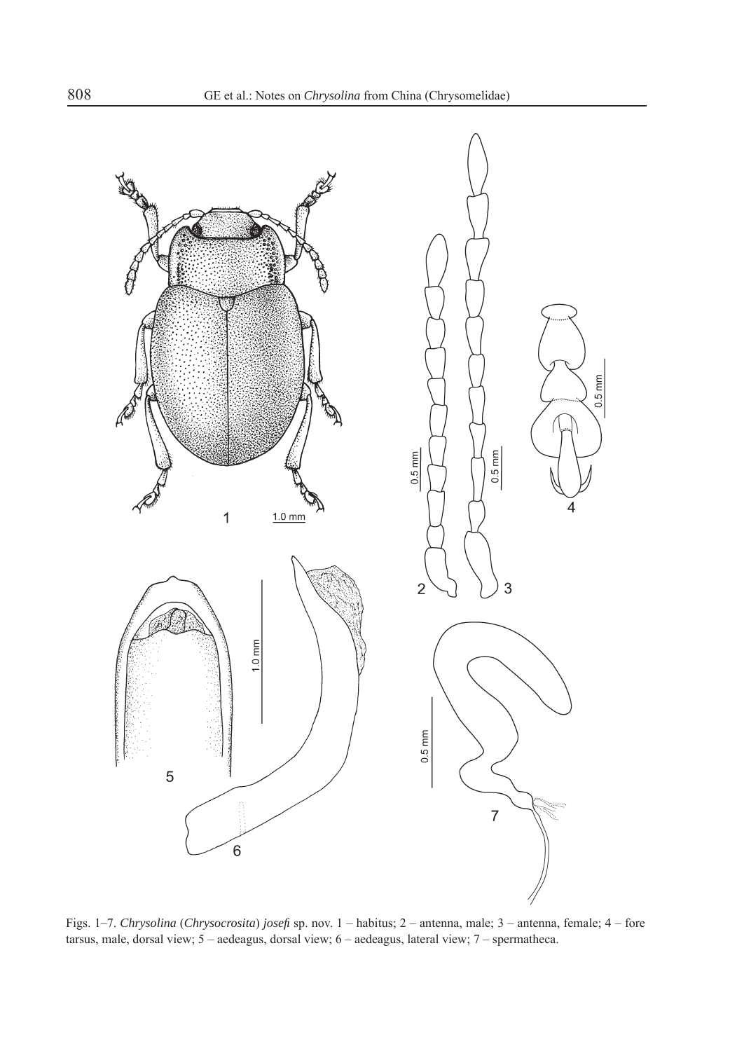Figs. 1–7. *Chrysolina* (*Chrysocrosita*) *josefi* sp. nov. 1 – habitus; 2 – antenna, male; 3 – antenna, female; 4 – fore tarsus, male, dorsal view; 5 – aedeagus, dorsal view; 6 – aedeagus, lateral view; 7 – spermatheca.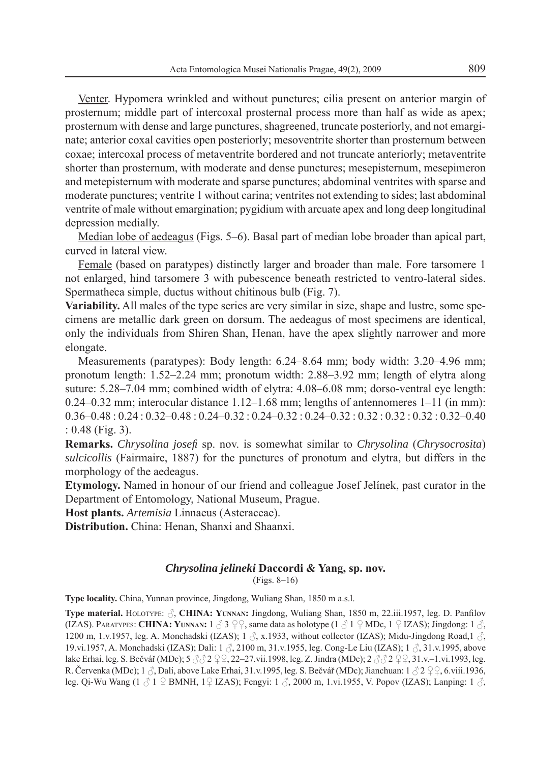Venter. Hypomera wrinkled and without punctures; cilia present on anterior margin of prosternum; middle part of intercoxal prosternal process more than half as wide as apex; prosternum with dense and large punctures, shagreened, truncate posteriorly, and not emarginate; anterior coxal cavities open posteriorly; mesoventrite shorter than prosternum between coxae; intercoxal process of metaventrite bordered and not truncate anteriorly; metaventrite shorter than prosternum, with moderate and dense punctures; mesepisternum, mesepimeron and metepisternum with moderate and sparse punctures; abdominal ventrites with sparse and moderate punctures; ventrite 1 without carina; ventrites not extending to sides; last abdominal ventrite of male without emargination; pygidium with arcuate apex and long deep longitudinal depression medially.

Median lobe of aedeagus (Figs. 5–6). Basal part of median lobe broader than apical part, curved in lateral view.

Female (based on paratypes) distinctly larger and broader than male. Fore tarsomere 1 not enlarged, hind tarsomere 3 with pubescence beneath restricted to ventro-lateral sides. Spermatheca simple, ductus without chitinous bulb (Fig. 7).

**Variability.** All males of the type series are very similar in size, shape and lustre, some specimens are metallic dark green on dorsum. The aedeagus of most specimens are identical, only the individuals from Shiren Shan, Henan, have the apex slightly narrower and more elongate.

Measurements (paratypes): Body length: 6.24–8.64 mm; body width: 3.20–4.96 mm; pronotum length: 1.52–2.24 mm; pronotum width: 2.88–3.92 mm; length of elytra along suture: 5.28–7.04 mm; combined width of elytra: 4.08–6.08 mm; dorso-ventral eye length: 0.24–0.32 mm; interocular distance 1.12–1.68 mm; lengths of antennomeres 1–11 (in mm): 0.36–0.48 : 0.24 : 0.32–0.48 : 0.24–0.32 : 0.24–0.32 : 0.24–0.32 : 0.32 : 0.32 : 0.32 : 0.32–0.40 : 0.48 (Fig. 3).

**Remarks.** *Chrysolina josefi* sp. nov. is somewhat similar to *Chrysolina* (*Chrysocrosita*) *sulcicollis* (Fairmaire, 1887) for the punctures of pronotum and elytra, but differs in the morphology of the aedeagus.

**Etymology.** Named in honour of our friend and colleague Josef Jelínek, past curator in the Department of Entomology, National Museum, Prague.

**Host plants.** *Artemisia* Linnaeus (Asteraceae).

**Distribution.** China: Henan, Shanxi and Shaanxi.

### *Chrysolina jelineki* Daccordi & Yang, sp. nov.

(Figs. 8–16)

**Type locality.** China, Yunnan province, Jingdong, Wuliang Shan, 1850 m a.s.l.

**Type material.** Holotype: ♂, **CHINA: Yunnan:** Jingdong, Wuliang Shan, 1850 m, 22.iii.1957, leg. D. Panfilov (IZAS). Paratypes: **CHINA: Yunnan:** 1 ♂ 3 ♀♀, same data as holotype (1 ♂ 1 ♀ MDc, 1 ♀ IZAS); Jingdong: 1 ♂, 1200 m, 1.v.1957, leg. A. Monchadski (IZAS); 1 ♂, x.1933, without collector (IZAS); Midu-Jingdong Road,1 ♂, 19.vi.1957, A. Monchadski (IZAS); Dali: 1 ♂, 2100 m, 31.v.1955, leg. Cong-Le Liu (IZAS); 1 ♂, 31.v.1995, above lake Erhai, leg. S. Bečvář (MDc); 5 ♂♂ 2 ♀♀, 22–27.vii.1998, leg. Z. Jindra (MDc); 2 ♂♂ 2 ♀♀, 31.v.–1.vi.1993, leg. R. Červenka (MDc); 1 ♂, Dali, above Lake Erhai, 31.v.1995, leg. S. Bečvář (MDc); Jianchuan: 1 ♂ 2 ♀♀, 6.viii.1936, leg. Qi-Wu Wang (1 ♂ 1 ♀ BMNH, 1♀ IZAS); Fengyi: 1 ♂, 2000 m, 1.vi.1955, V. Popov (IZAS); Lanping: 1 ♂,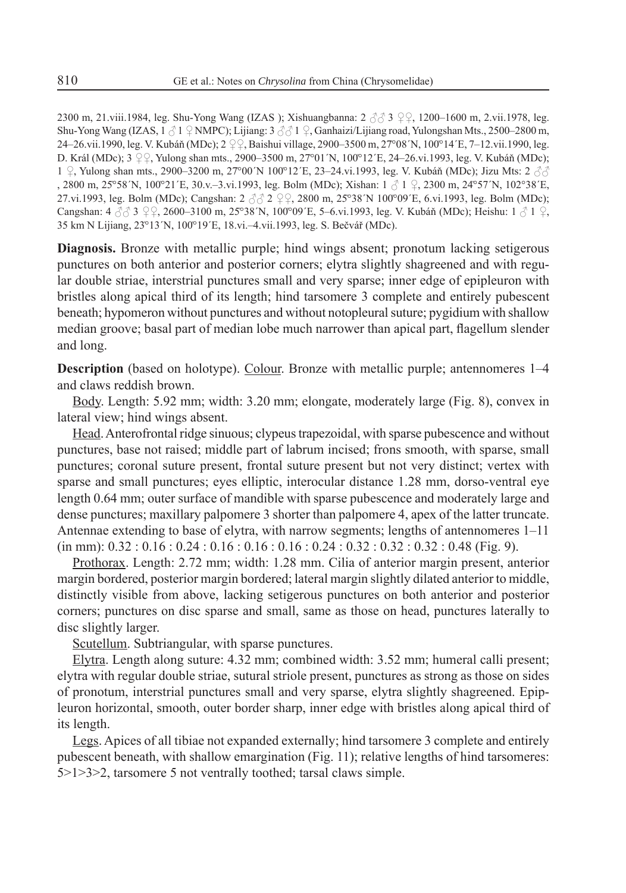2300 m, 21.viii.1984, leg. Shu-Yong Wang (IZAS ); Xishuangbanna: 2 ♂♂ 3 ♀♀, 1200–1600 m, 2.vii.1978, leg. Shu-Yong Wang (IZAS, 1 ♂ 1 ♀ NMPC); Lijiang: 3 ♂♂ 1 ♀, Ganhaizi/Lijiang road, Yulongshan Mts., 2500–2800 m, 24–26.vii.1990, leg. V. Kubáň (MDc); 2 ♀♀, Baishui village, 2900–3500 m, 27°08´N, 100°14´E, 7–12.vii.1990, leg. D. Král (MDc); 3 ♀♀, Yulong shan mts., 2900–3500 m, 27°01´N, 100°12´E, 24–26.vi.1993, leg. V. Kubáň (MDc); 1 ♀, Yulong shan mts., 2900–3200 m, 27°00´N 100°12´E, 23–24.vi.1993, leg. V. Kubáň (MDc); Jizu Mts: 2 ♂♂ , 2800 m, 25°58´N, 100°21´E, 30.v.–3.vi.1993, leg. Bolm (MDc); Xishan: 1 ♂ 1 ♀, 2300 m, 24°57´N, 102°38´E, 27.vi.1993, leg. Bolm (MDc); Cangshan: 2 ♂♂ 2 ♀♀, 2800 m, 25°38´N 100°09´E, 6.vi.1993, leg. Bolm (MDc); Cangshan: 4 ♂♂ 3 ♀♀, 2600–3100 m, 25°38´N, 100°09´E, 5–6.vi.1993, leg. V. Kubáň (MDc); Heishu: 1 ♂ 1 ♀, 35 km N Lijiang, 23°13´N, 100°19´E, 18.vi.–4.vii.1993, leg. S. Bečvář (MDc).

**Diagnosis.** Bronze with metallic purple; hind wings absent; pronotum lacking setigerous punctures on both anterior and posterior corners; elytra slightly shagreened and with regular double striae, interstrial punctures small and very sparse; inner edge of epipleuron with bristles along apical third of its length; hind tarsomere 3 complete and entirely pubescent beneath; hypomeron without punctures and without notopleural suture; pygidium with shallow median groove; basal part of median lobe much narrower than apical part, flagellum slender and long.

**Description** (based on holotype). Colour. Bronze with metallic purple; antennomeres 1–4 and claws reddish brown.

Body. Length: 5.92 mm; width: 3.20 mm; elongate, moderately large (Fig. 8), convex in lateral view; hind wings absent.

Head. Anterofrontal ridge sinuous; clypeus trapezoidal, with sparse pubescence and without punctures, base not raised; middle part of labrum incised; frons smooth, with sparse, small punctures; coronal suture present, frontal suture present but not very distinct; vertex with sparse and small punctures; eyes elliptic, interocular distance 1.28 mm, dorso-ventral eye length 0.64 mm; outer surface of mandible with sparse pubescence and moderately large and dense punctures; maxillary palpomere 3 shorter than palpomere 4, apex of the latter truncate. Antennae extending to base of elytra, with narrow segments; lengths of antennomeres 1–11 (in mm): 0.32 : 0.16 : 0.24 : 0.16 : 0.16 : 0.16 : 0.24 : 0.32 : 0.32 : 0.32 : 0.48 (Fig. 9).

Prothorax. Length: 2.72 mm; width: 1.28 mm. Cilia of anterior margin present, anterior margin bordered, posterior margin bordered; lateral margin slightly dilated anterior to middle, distinctly visible from above, lacking setigerous punctures on both anterior and posterior corners; punctures on disc sparse and small, same as those on head, punctures laterally to disc slightly larger.

Scutellum. Subtriangular, with sparse punctures.

Elytra. Length along suture: 4.32 mm; combined width: 3.52 mm; humeral calli present; elytra with regular double striae, sutural striole present, punctures as strong as those on sides of pronotum, interstrial punctures small and very sparse, elytra slightly shagreened. Epipleuron horizontal, smooth, outer border sharp, inner edge with bristles along apical third of its length.

Legs. Apices of all tibiae not expanded externally; hind tarsomere 3 complete and entirely pubescent beneath, with shallow emargination (Fig. 11); relative lengths of hind tarsomeres: 5>1>3>2, tarsomere 5 not ventrally toothed; tarsal claws simple.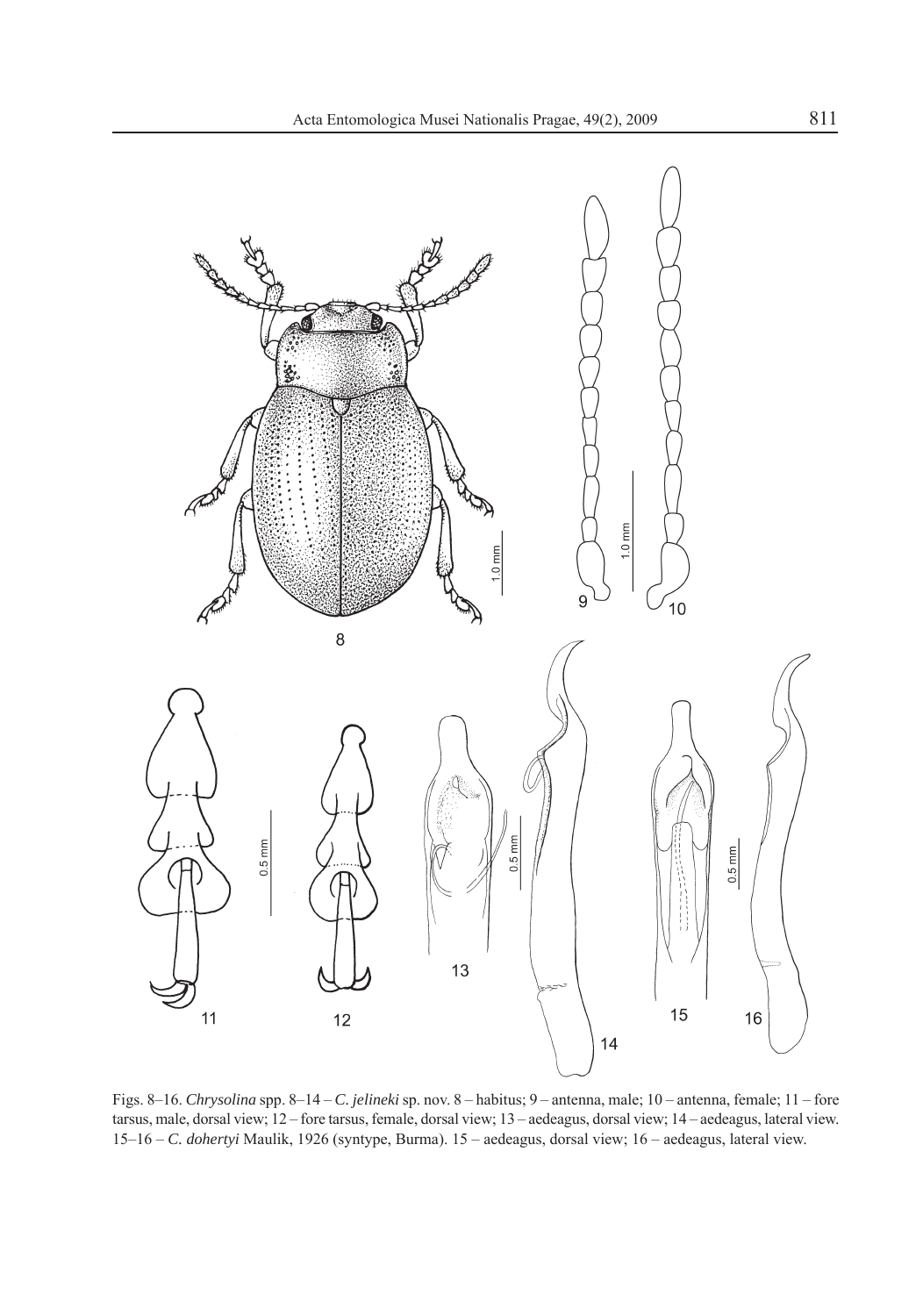Figs. 8–16. *Chrysolina* spp. 8–14 – *C. jelineki* sp. nov. 8 – habitus; 9 – antenna, male; 10 – antenna, female; 11 – fore tarsus, male, dorsal view; 12 – fore tarsus, female, dorsal view; 13 – aedeagus, dorsal view; 14 – aedeagus, lateral view. 15–16 – *C. dohertyi* Maulik, 1926 (syntype, Burma). 15 – aedeagus, dorsal view; 16 – aedeagus, lateral view.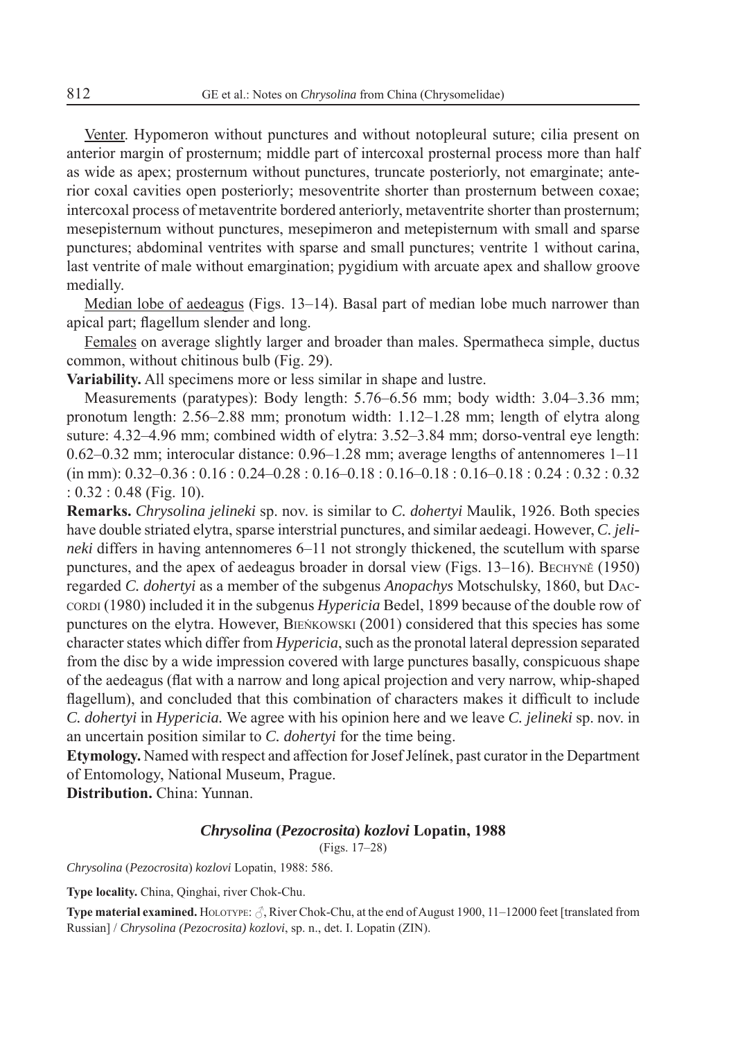Venter. Hypomeron without punctures and without notopleural suture; cilia present on anterior margin of prosternum; middle part of intercoxal prosternal process more than half as wide as apex; prosternum without punctures, truncate posteriorly, not emarginate; anterior coxal cavities open posteriorly; mesoventrite shorter than prosternum between coxae; intercoxal process of metaventrite bordered anteriorly, metaventrite shorter than prosternum; mesepisternum without punctures, mesepimeron and metepisternum with small and sparse punctures; abdominal ventrites with sparse and small punctures; ventrite 1 without carina, last ventrite of male without emargination; pygidium with arcuate apex and shallow groove medially.

Median lobe of aedeagus (Figs. 13–14). Basal part of median lobe much narrower than apical part; flagellum slender and long.

Females on average slightly larger and broader than males. Spermatheca simple, ductus common, without chitinous bulb (Fig. 29).

**Variability.** All specimens more or less similar in shape and lustre.

Measurements (paratypes): Body length: 5.76–6.56 mm; body width: 3.04–3.36 mm; pronotum length: 2.56–2.88 mm; pronotum width: 1.12–1.28 mm; length of elytra along suture: 4.32–4.96 mm; combined width of elytra: 3.52–3.84 mm; dorso-ventral eye length: 0.62–0.32 mm; interocular distance: 0.96–1.28 mm; average lengths of antennomeres 1–11 (in mm): 0.32–0.36 : 0.16 : 0.24–0.28 : 0.16–0.18 : 0.16–0.18 : 0.16–0.18 : 0.24 : 0.32 : 0.32 : 0.32 : 0.48 (Fig. 10).

**Remarks.** *Chrysolina jelineki* sp. nov. is similar to *C. dohertyi* Maulik, 1926. Both species have double striated elytra, sparse interstrial punctures, and similar aedeagi. However, *C. jelineki* differs in having antennomeres 6–11 not strongly thickened, the scutellum with sparse punctures, and the apex of aedeagus broader in dorsal view (Figs. 13–16). Bechyně (1950) regarded *C. dohertyi* as a member of the subgenus *Anopachys* Motschulsky, 1860, but Daccordi (1980) included it in the subgenus *Hypericia* Bedel, 1899 because of the double row of punctures on the elytra. However, Bieńkowski (2001) considered that this species has some character states which differ from *Hypericia*, such as the pronotal lateral depression separated from the disc by a wide impression covered with large punctures basally, conspicuous shape of the aedeagus (flat with a narrow and long apical projection and very narrow, whip-shaped flagellum), and concluded that this combination of characters makes it difficult to include *C. dohertyi* in *Hypericia.* We agree with his opinion here and we leave *C. jelineki* sp. nov. in an uncertain position similar to *C. dohertyi* for the time being.

**Etymology.** Named with respect and affection for Josef Jelínek, past curator in the Department of Entomology, National Museum, Prague.

**Distribution.** China: Yunnan.

### *Chrysolina* (*Pezocrosita*) *kozlovi* Lopatin, 1988

(Figs. 17–28)

*Chrysolina* (*Pezocrosita*) *kozlovi* Lopatin, 1988: 586.

**Type locality.** China, Qinghai, river Chok-Chu.

**Type material examined.** Holotype: ♂, River Chok-Chu, at the end of August 1900, 11–12000 feet [translated from Russian] / *Chrysolina (Pezocrosita) kozlovi*, sp. n., det. I. Lopatin (ZIN).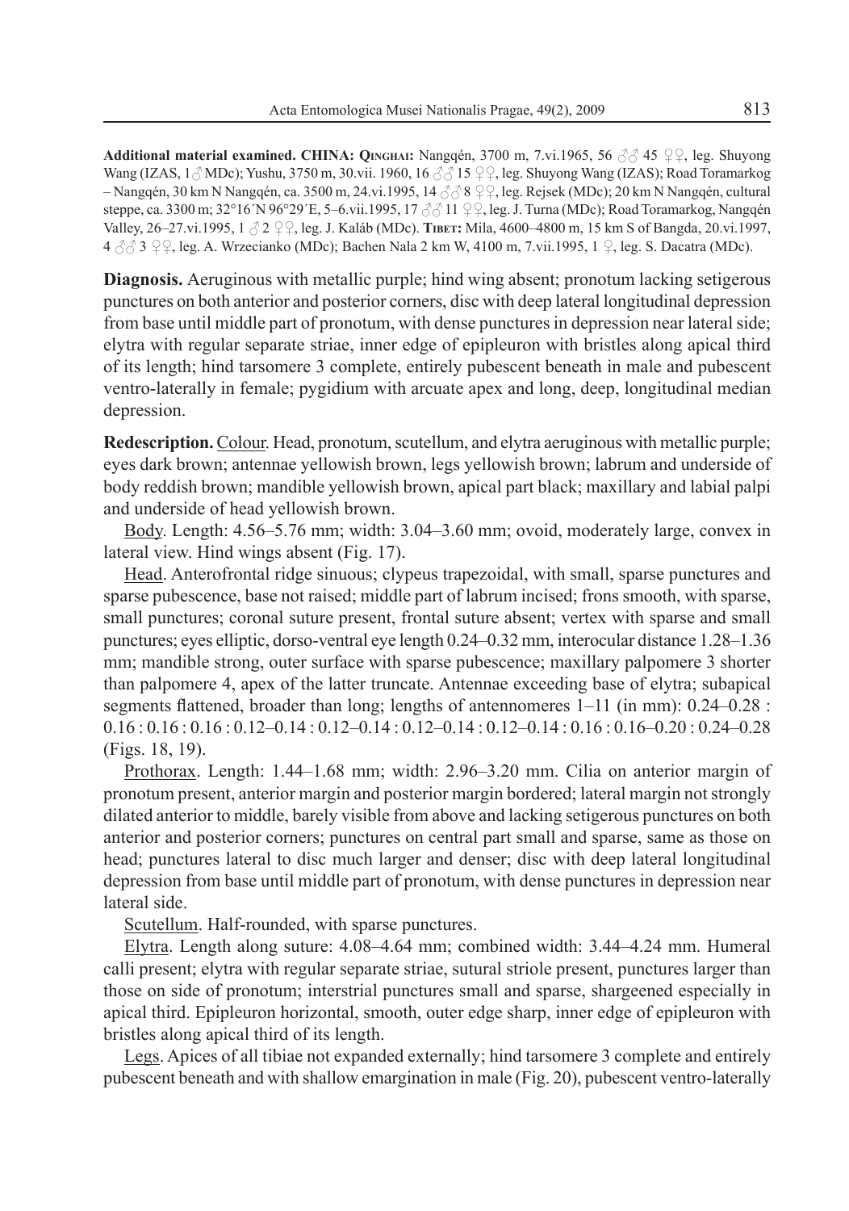**Additional material examined. CHINA: Qinghai:** Nangqén, 3700 m, 7.vi.1965, 56 ♂♂ 45 ♀♀, leg. Shuyong Wang (IZAS, 1♂ MDc); Yushu, 3750 m, 30.vii. 1960, 16 ♂♂ 15 ♀♀, leg. Shuyong Wang (IZAS); Road Toramarkog – Nangqén, 30 km N Nangqén, ca. 3500 m, 24.vi.1995, 14 ♂♂ 8 ♀♀, leg. Rejsek (MDc); 20 km N Nangqén, cultural steppe, ca. 3300 m; 32°16´N 96°29´E, 5–6.vii.1995, 17 ♂♂ 11 ♀♀, leg. J. Turna (MDc); Road Toramarkog, Nangqén Valley, 26–27.vi.1995, 1 ♂ 2 ♀♀, leg. J. Kaláb (MDc). **Tibet:** Mila, 4600–4800 m, 15 km S of Bangda, 20.vi.1997, 4 ♂♂ 3 ♀♀, leg. A. Wrzecianko (MDc); Bachen Nala 2 km W, 4100 m, 7.vii.1995, 1 ♀, leg. S. Dacatra (MDc).

**Diagnosis.** Aeruginous with metallic purple; hind wing absent; pronotum lacking setigerous punctures on both anterior and posterior corners, disc with deep lateral longitudinal depression from base until middle part of pronotum, with dense punctures in depression near lateral side; elytra with regular separate striae, inner edge of epipleuron with bristles along apical third of its length; hind tarsomere 3 complete, entirely pubescent beneath in male and pubescent ventro-laterally in female; pygidium with arcuate apex and long, deep, longitudinal median depression.

**Redescription.** Colour. Head, pronotum, scutellum, and elytra aeruginous with metallic purple; eyes dark brown; antennae yellowish brown, legs yellowish brown; labrum and underside of body reddish brown; mandible yellowish brown, apical part black; maxillary and labial palpi and underside of head yellowish brown.

Body. Length: 4.56–5.76 mm; width: 3.04–3.60 mm; ovoid, moderately large, convex in lateral view. Hind wings absent (Fig. 17).

Head. Anterofrontal ridge sinuous; clypeus trapezoidal, with small, sparse punctures and sparse pubescence, base not raised; middle part of labrum incised; frons smooth, with sparse, small punctures; coronal suture present, frontal suture absent; vertex with sparse and small punctures; eyes elliptic, dorso-ventral eye length 0.24–0.32 mm, interocular distance 1.28–1.36 mm; mandible strong, outer surface with sparse pubescence; maxillary palpomere 3 shorter than palpomere 4, apex of the latter truncate. Antennae exceeding base of elytra; subapical segments flattened, broader than long; lengths of antennomeres 1–11 (in mm): 0.24–0.28 : 0.16 : 0.16 : 0.16 : 0.12–0.14 : 0.12–0.14 : 0.12–0.14 : 0.12–0.14 : 0.16 : 0.16–0.20 : 0.24–0.28 (Figs. 18, 19).

Prothorax. Length: 1.44–1.68 mm; width: 2.96–3.20 mm. Cilia on anterior margin of pronotum present, anterior margin and posterior margin bordered; lateral margin not strongly dilated anterior to middle, barely visible from above and lacking setigerous punctures on both anterior and posterior corners; punctures on central part small and sparse, same as those on head; punctures lateral to disc much larger and denser; disc with deep lateral longitudinal depression from base until middle part of pronotum, with dense punctures in depression near lateral side.

Scutellum. Half-rounded, with sparse punctures.

Elytra. Length along suture: 4.08–4.64 mm; combined width: 3.44–4.24 mm. Humeral calli present; elytra with regular separate striae, sutural striole present, punctures larger than those on side of pronotum; interstrial punctures small and sparse, shargeened especially in apical third. Epipleuron horizontal, smooth, outer edge sharp, inner edge of epipleuron with bristles along apical third of its length.

Legs. Apices of all tibiae not expanded externally; hind tarsomere 3 complete and entirely pubescent beneath and with shallow emargination in male (Fig. 20), pubescent ventro-laterally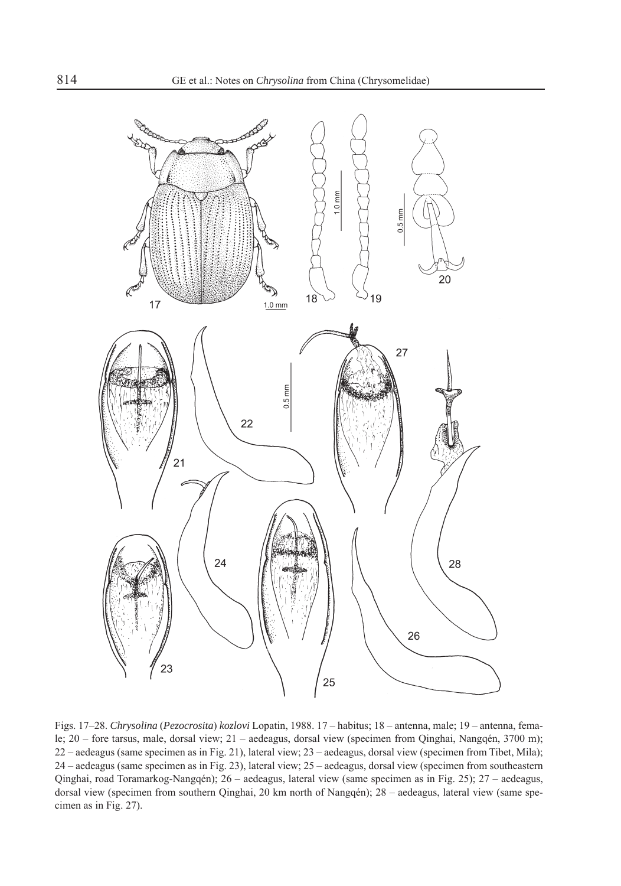Figs. 17–28. *Chrysolina* (*Pezocrosita*) *kozlovi* Lopatin, 1988. 17 – habitus; 18 – antenna, male; 19 – antenna, female; 20 – fore tarsus, male, dorsal view; 21 – aedeagus, dorsal view (specimen from Qinghai, Nangqén, 3700 m); 22 – aedeagus (same specimen as in Fig. 21), lateral view; 23 – aedeagus, dorsal view (specimen from Tibet, Mila); 24 – aedeagus (same specimen as in Fig. 23), lateral view; 25 – aedeagus, dorsal view (specimen from southeastern Qinghai, road Toramarkog-Nangqén); 26 – aedeagus, lateral view (same specimen as in Fig. 25); 27 – aedeagus, dorsal view (specimen from southern Qinghai, 20 km north of Nangqén); 28 – aedeagus, lateral view (same specimen as in Fig. 27).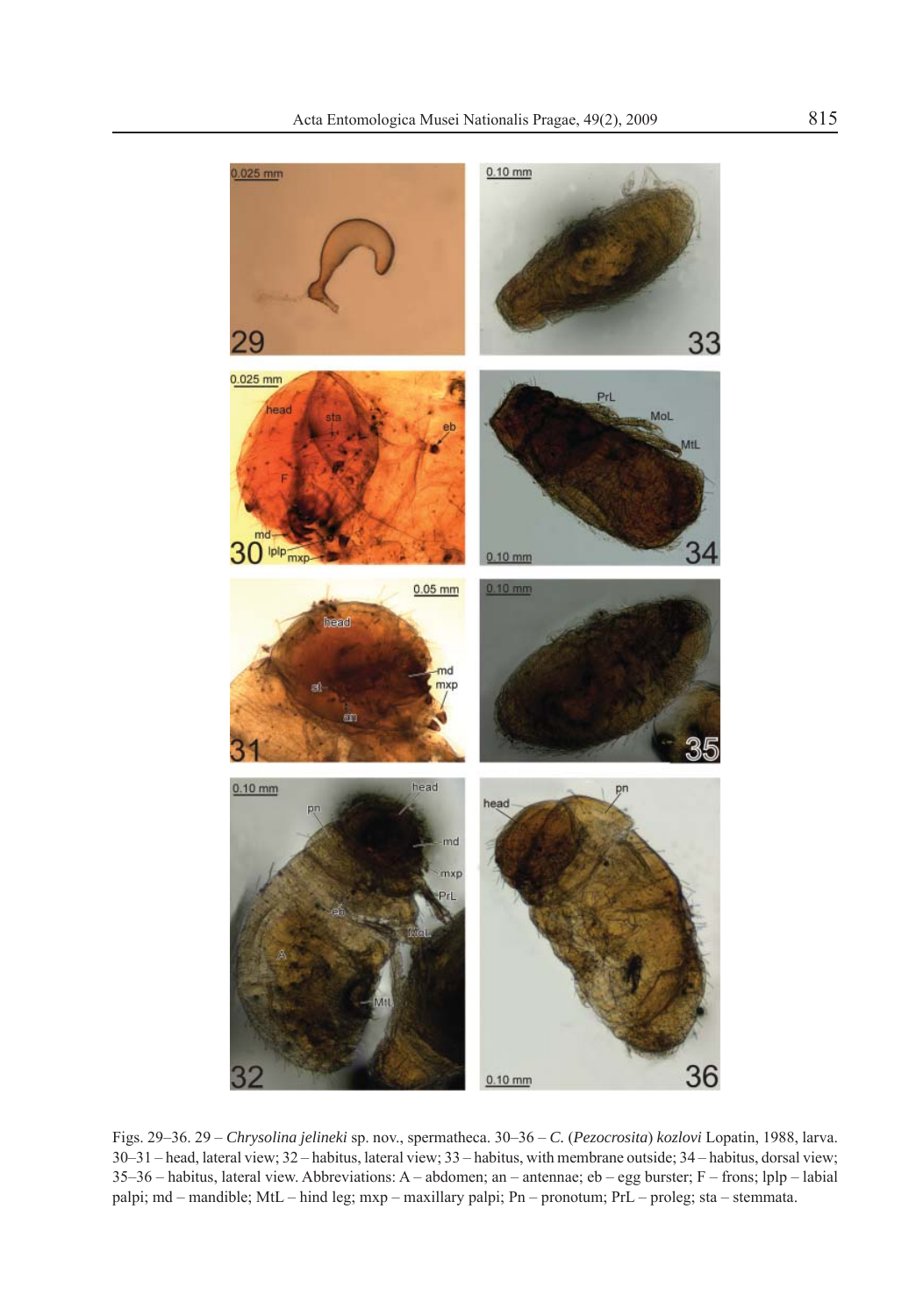Figs. 29–36. 29 – *Chrysolina jelineki* sp. nov., spermatheca. 30–36 – *C.* (*Pezocrosita*) *kozlovi* Lopatin, 1988, larva. 30–31 – head, lateral view; 32 – habitus, lateral view; 33 – habitus, with membrane outside; 34 – habitus, dorsal view; 35–36 – habitus, lateral view. Abbreviations: A – abdomen; an – antennae; eb – egg burster; F – frons; lplp – labial palpi; md – mandible; MtL – hind leg; mxp – maxillary palpi; Pn – pronotum; PrL – proleg; sta – stemmata.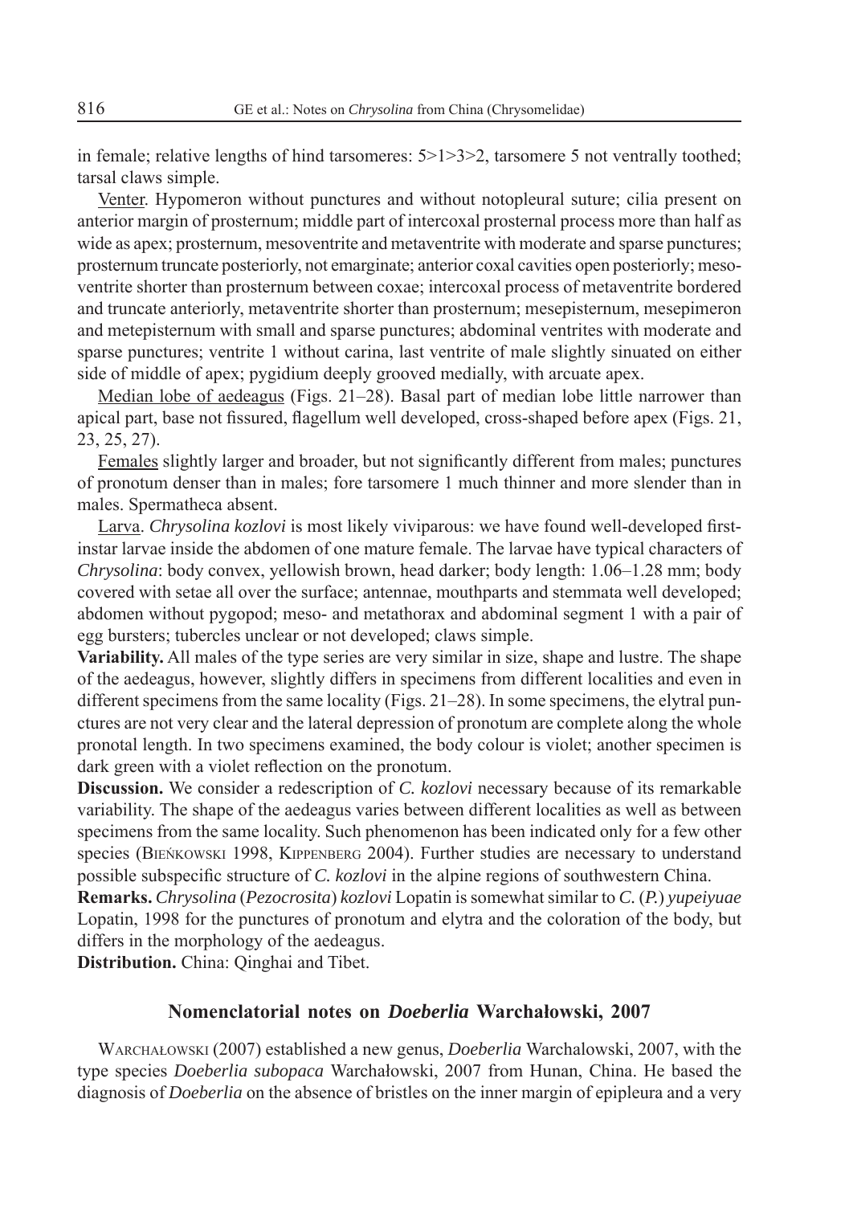in female; relative lengths of hind tarsomeres: 5>1>3>2, tarsomere 5 not ventrally toothed; tarsal claws simple.

Venter. Hypomeron without punctures and without notopleural suture; cilia present on anterior margin of prosternum; middle part of intercoxal prosternal process more than half as wide as apex; prosternum, mesoventrite and metaventrite with moderate and sparse punctures; prosternum truncate posteriorly, not emarginate; anterior coxal cavities open posteriorly; mesoventrite shorter than prosternum between coxae; intercoxal process of metaventrite bordered and truncate anteriorly, metaventrite shorter than prosternum; mesepisternum, mesepimeron and metepisternum with small and sparse punctures; abdominal ventrites with moderate and sparse punctures; ventrite 1 without carina, last ventrite of male slightly sinuated on either side of middle of apex; pygidium deeply grooved medially, with arcuate apex.

Median lobe of aedeagus (Figs. 21–28). Basal part of median lobe little narrower than apical part, base not fissured, flagellum well developed, cross-shaped before apex (Figs. 21, 23, 25, 27).

Females slightly larger and broader, but not significantly different from males; punctures of pronotum denser than in males; fore tarsomere 1 much thinner and more slender than in males. Spermatheca absent.

Larva. *Chrysolina kozlovi* is most likely viviparous: we have found well-developed first-instar larvae inside the abdomen of one mature female. The larvae have typical characters of *Chrysolina*: body convex, yellowish brown, head darker; body length: 1.06–1.28 mm; body covered with setae all over the surface; antennae, mouthparts and stemmata well developed; abdomen without pygopod; meso- and metathorax and abdominal segment 1 with a pair of egg bursters; tubercles unclear or not developed; claws simple.

**Variability.** All males of the type series are very similar in size, shape and lustre. The shape of the aedeagus, however, slightly differs in specimens from different localities and even in different specimens from the same locality (Figs. 21–28). In some specimens, the elytral punctures are not very clear and the lateral depression of pronotum are complete along the whole pronotal length. In two specimens examined, the body colour is violet; another specimen is dark green with a violet reflection on the pronotum.

**Discussion.** We consider a redescription of *C. kozlovi* necessary because of its remarkable variability. The shape of the aedeagus varies between different localities as well as between specimens from the same locality. Such phenomenon has been indicated only for a few other species (Bieńkowski 1998, Kippenberg 2004). Further studies are necessary to understand possible subspecific structure of *C. kozlovi* in the alpine regions of southwestern China.

**Remarks.** *Chrysolina* (*Pezocrosita*) *kozlovi* Lopatin is somewhat similar to *C.* (*P.*) *yupeiyuae* Lopatin, 1998 for the punctures of pronotum and elytra and the coloration of the body, but differs in the morphology of the aedeagus.

**Distribution.** China: Qinghai and Tibet.

## Nomenclatorial notes on *Doeberlia* Warchałowski, 2007

Warchałowski (2007) established a new genus, *Doeberlia* Warchalowski, 2007, with the type species *Doeberlia subopaca* Warchałowski, 2007 from Hunan, China. He based the diagnosis of *Doeberlia* on the absence of bristles on the inner margin of epipleura and a very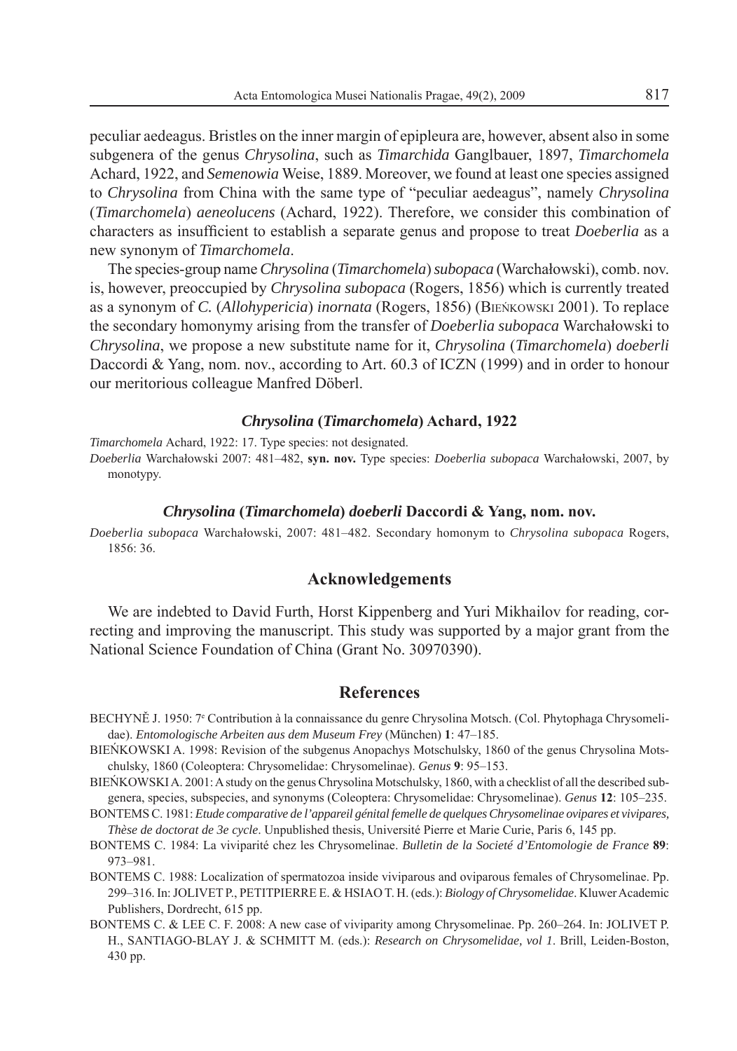peculiar aedeagus. Bristles on the inner margin of epipleura are, however, absent also in some subgenera of the genus *Chrysolina*, such as *Timarchida* Ganglbauer, 1897, *Timarchomela* Achard, 1922, and *Semenowia* Weise, 1889. Moreover, we found at least one species assigned to *Chrysolina* from China with the same type of "peculiar aedeagus", namely *Chrysolina* (*Timarchomela*) *aeneolucens* (Achard, 1922). Therefore, we consider this combination of characters as insufficient to establish a separate genus and propose to treat *Doeberlia* as a new synonym of *Timarchomela*.

The species-group name *Chrysolina* (*Timarchomela*) *subopaca* (Warchałowski), comb. nov. is, however, preoccupied by *Chrysolina subopaca* (Rogers, 1856) which is currently treated as a synonym of *C.* (*Allohypericia*) *inornata* (Rogers, 1856) (Bieńkowski 2001). To replace the secondary homonymy arising from the transfer of *Doeberlia subopaca* Warchałowski to *Chrysolina*, we propose a new substitute name for it, *Chrysolina* (*Timarchomela*) *doeberli* Daccordi & Yang, nom. nov., according to Art. 60.3 of ICZN (1999) and in order to honour our meritorious colleague Manfred Döberl.

### *Chrysolina* (*Timarchomela*) Achard, 1922

*Timarchomela* Achard, 1922: 17. Type species: not designated.
*Doeberlia* Warchałowski 2007: 481–482, **syn. nov.** Type species: *Doeberlia subopaca* Warchałowski, 2007, by monotypy.

### *Chrysolina* (*Timarchomela*) *doeberli* Daccordi & Yang, nom. nov.

*Doeberlia subopaca* Warchałowski, 2007: 481–482. Secondary homonym to *Chrysolina subopaca* Rogers, 1856: 36.

## Acknowledgements

We are indebted to David Furth, Horst Kippenberg and Yuri Mikhailov for reading, correcting and improving the manuscript. This study was supported by a major grant from the National Science Foundation of China (Grant No. 30970390).

## References

BECHYNĚ J. 1950: 7e Contribution à la connaissance du genre Chrysolina Motsch. (Col. Phytophaga Chrysomelidae). *Entomologische Arbeiten aus dem Museum Frey* (München) **1**: 47–185.

BIEŃKOWSKI A. 1998: Revision of the subgenus Anopachys Motschulsky, 1860 of the genus Chrysolina Motschulsky, 1860 (Coleoptera: Chrysomelidae: Chrysomelinae). *Genus* **9**: 95–153.

BIEŃKOWSKI A. 2001: A study on the genus Chrysolina Motschulsky, 1860, with a checklist of all the described subgenera, species, subspecies, and synonyms (Coleoptera: Chrysomelidae: Chrysomelinae). *Genus* **12**: 105–235.

BONTEMS C. 1981: *Etude comparative de l'appareil génital femelle de quelques Chrysomelinae ovipares et vivipares, Thèse de doctorat de 3e cycle*. Unpublished thesis, Université Pierre et Marie Curie, Paris 6, 145 pp.

BONTEMS C. 1984: La viviparité chez les Chrysomelinae. *Bulletin de la Societé d'Entomologie de France* **89**: 973–981.

BONTEMS C. 1988: Localization of spermatozoa inside viviparous and oviparous females of Chrysomelinae. Pp. 299–316. In: JOLIVET P., PETITPIERRE E. & HSIAO T. H. (eds.): *Biology of Chrysomelidae*. Kluwer Academic Publishers, Dordrecht, 615 pp.

BONTEMS C. & LEE C. F. 2008: A new case of viviparity among Chrysomelinae. Pp. 260–264. In: JOLIVET P. H., SANTIAGO-BLAY J. & SCHMITT M. (eds.): *Research on Chrysomelidae, vol 1*. Brill, Leiden-Boston, 430 pp.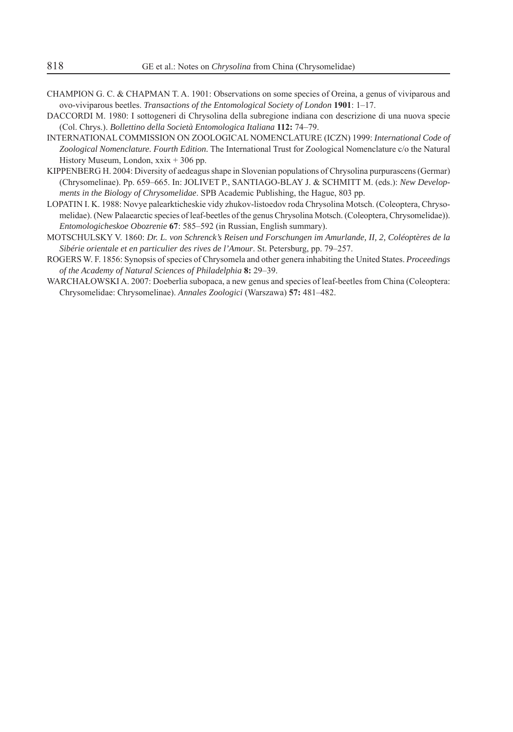CHAMPION G. C. & CHAPMAN T. A. 1901: Observations on some species of Oreina, a genus of viviparous and ovo-viviparous beetles. *Transactions of the Entomological Society of London* **1901**: 1–17.

DACCORDI M. 1980: I sottogeneri di Chrysolina della subregione indiana con descrizione di una nuova specie (Col. Chrys.). *Bollettino della Società Entomologica Italiana* **112:** 74–79.

INTERNATIONAL COMMISSION ON ZOOLOGICAL NOMENCLATURE (ICZN) 1999: *International Code of Zoological Nomenclature. Fourth Edition.* The International Trust for Zoological Nomenclature c/o the Natural History Museum, London, xxix + 306 pp.

KIPPENBERG H. 2004: Diversity of aedeagus shape in Slovenian populations of Chrysolina purpurascens (Germar) (Chrysomelinae). Pp. 659–665. In: JOLIVET P., SANTIAGO-BLAY J. & SCHMITT M. (eds.): *New Developments in the Biology of Chrysomelidae*. SPB Academic Publishing, the Hague, 803 pp.

LOPATIN I. K. 1988: Novye palearkticheskie vidy zhukov-listoedov roda Chrysolina Motsch. (Coleoptera, Chrysomelidae). (New Palaearctic species of leaf-beetles of the genus Chrysolina Motsch. (Coleoptera, Chrysomelidae)). *Entomologicheskoe Obozrenie* **67**: 585–592 (in Russian, English summary).

MOTSCHULSKY V. 1860: *Dr. L. von Schrenck's Reisen und Forschungen im Amurlande, II, 2, Coléoptères de la Sibérie orientale et en particulier des rives de l'Amour*. St. Petersburg, pp. 79–257.

ROGERS W. F. 1856: Synopsis of species of Chrysomela and other genera inhabiting the United States. *Proceedings of the Academy of Natural Sciences of Philadelphia* **8:** 29–39.

WARCHAŁOWSKI A. 2007: Doeberlia subopaca, a new genus and species of leaf-beetles from China (Coleoptera: Chrysomelidae: Chrysomelinae). *Annales Zoologici* (Warszawa) **57:** 481–482.